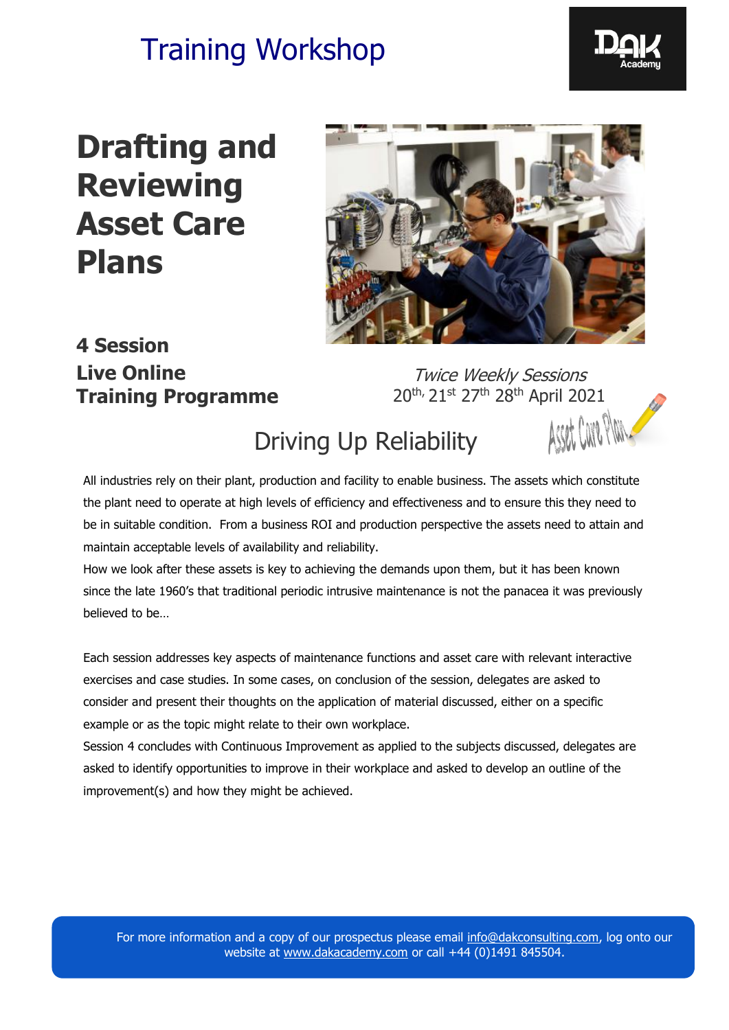# Training Workshop

DAK Academy

# Drafting and Reviewing Asset Care Plans

### 4 Session
### Live Online Training Programme

*Twice Weekly Sessions*
20th, 21st 27th 28th April 2021

## Driving Up Reliability

All industries rely on their plant, production and facility to enable business. The assets which constitute the plant need to operate at high levels of efficiency and effectiveness and to ensure this they need to be in suitable condition. From a business ROI and production perspective the assets need to attain and maintain acceptable levels of availability and reliability.

How we look after these assets is key to achieving the demands upon them, but it has been known since the late 1960's that traditional periodic intrusive maintenance is not the panacea it was previously believed to be…

Each session addresses key aspects of maintenance functions and asset care with relevant interactive exercises and case studies. In some cases, on conclusion of the session, delegates are asked to consider and present their thoughts on the application of material discussed, either on a specific example or as the topic might relate to their own workplace.

Session 4 concludes with Continuous Improvement as applied to the subjects discussed, delegates are asked to identify opportunities to improve in their workplace and asked to develop an outline of the improvement(s) and how they might be achieved.

For more information and a copy of our prospectus please email info@dakconsulting.com, log onto our website at www.dakacademy.com or call +44 (0)1491 845504.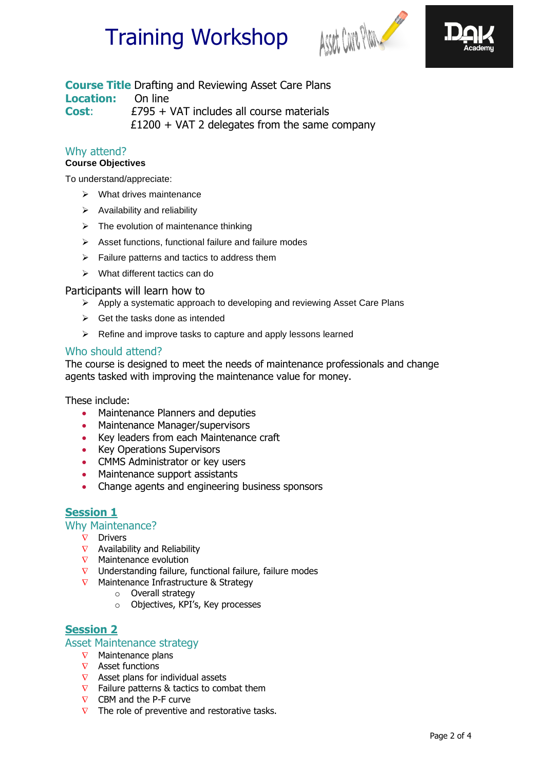# Training Workshop

**Course Title** Drafting and Reviewing Asset Care Plans
**Location:** On line
**Cost:** £795 + VAT includes all course materials
£1200 + VAT 2 delegates from the same company

## Why attend?

**Course Objectives**

To understand/appreciate:

- What drives maintenance
- Availability and reliability
- The evolution of maintenance thinking
- Asset functions, functional failure and failure modes
- Failure patterns and tactics to address them
- What different tactics can do

Participants will learn how to

- Apply a systematic approach to developing and reviewing Asset Care Plans
- Get the tasks done as intended
- Refine and improve tasks to capture and apply lessons learned

## Who should attend?

The course is designed to meet the needs of maintenance professionals and change agents tasked with improving the maintenance value for money.

These include:

- Maintenance Planners and deputies
- Maintenance Manager/supervisors
- Key leaders from each Maintenance craft
- Key Operations Supervisors
- CMMS Administrator or key users
- Maintenance support assistants
- Change agents and engineering business sponsors

## Session 1

### Why Maintenance?

- Drivers
- Availability and Reliability
- Maintenance evolution
- Understanding failure, functional failure, failure modes
- Maintenance Infrastructure & Strategy
  - Overall strategy
  - Objectives, KPI's, Key processes

## Session 2

### Asset Maintenance strategy

- Maintenance plans
- Asset functions
- Asset plans for individual assets
- Failure patterns & tactics to combat them
- CBM and the P-F curve
- The role of preventive and restorative tasks.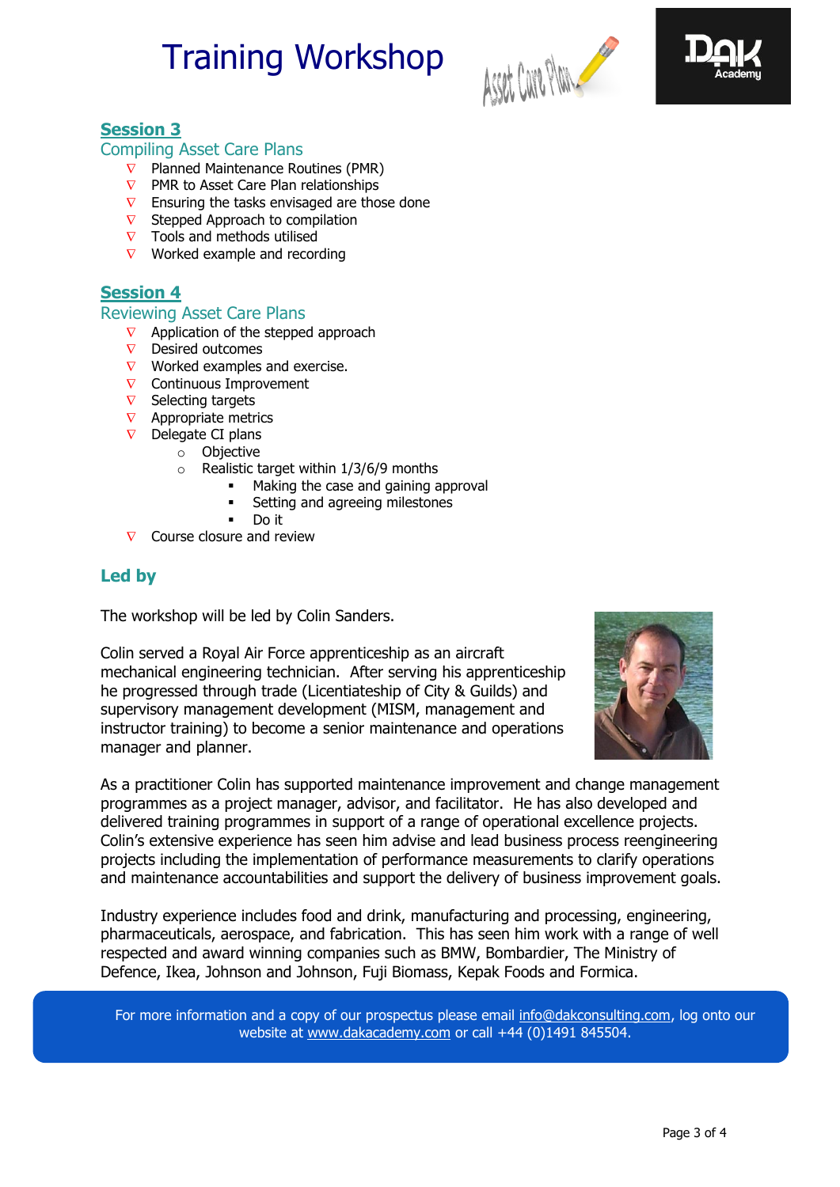# Training Workshop

## Session 3

### Compiling Asset Care Plans

- Planned Maintenance Routines (PMR)
- PMR to Asset Care Plan relationships
- Ensuring the tasks envisaged are those done
- Stepped Approach to compilation
- Tools and methods utilised
- Worked example and recording

## Session 4

### Reviewing Asset Care Plans

- Application of the stepped approach
- Desired outcomes
- Worked examples and exercise.
- Continuous Improvement
- Selecting targets
- Appropriate metrics
- Delegate CI plans
  - Objective
  - Realistic target within 1/3/6/9 months
    - Making the case and gaining approval
    - Setting and agreeing milestones
    - Do it
- Course closure and review

## Led by

The workshop will be led by Colin Sanders.

Colin served a Royal Air Force apprenticeship as an aircraft mechanical engineering technician. After serving his apprenticeship he progressed through trade (Licentiateship of City & Guilds) and supervisory management development (MISM, management and instructor training) to become a senior maintenance and operations manager and planner.

As a practitioner Colin has supported maintenance improvement and change management programmes as a project manager, advisor, and facilitator. He has also developed and delivered training programmes in support of a range of operational excellence projects. Colin's extensive experience has seen him advise and lead business process reengineering projects including the implementation of performance measurements to clarify operations and maintenance accountabilities and support the delivery of business improvement goals.

Industry experience includes food and drink, manufacturing and processing, engineering, pharmaceuticals, aerospace, and fabrication. This has seen him work with a range of well respected and award winning companies such as BMW, Bombardier, The Ministry of Defence, Ikea, Johnson and Johnson, Fuji Biomass, Kepak Foods and Formica.

For more information and a copy of our prospectus please email info@dakconsulting.com, log onto our website at www.dakacademy.com or call +44 (0)1491 845504.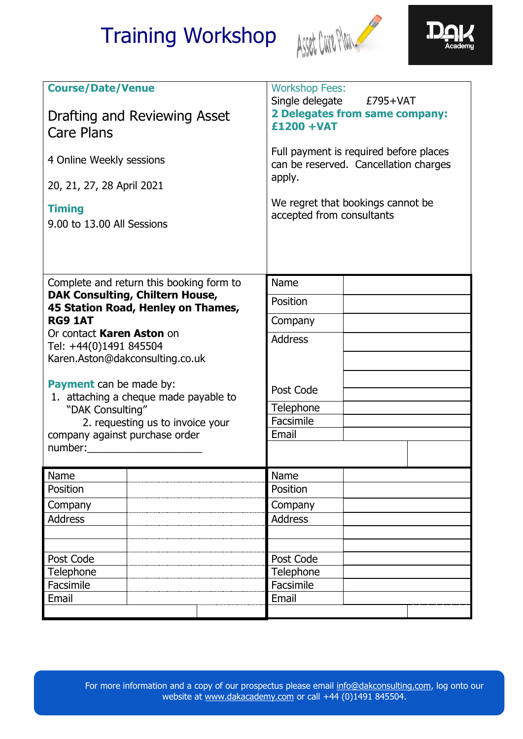# Training Workshop

Asset Care Plan

DAK Academy

**Course/Date/Venue**

Drafting and Reviewing Asset Care Plans

4 Online Weekly sessions

20, 21, 27, 28 April 2021

**Timing**

9.00 to 13.00 All Sessions

Workshop Fees:

Single delegate £795+VAT

**2 Delegates from same company: £1200 +VAT**

Full payment is required before places can be reserved. Cancellation charges apply.

We regret that bookings cannot be accepted from consultants

Complete and return this booking form to **DAK Consulting, Chiltern House, 45 Station Road, Henley on Thames, RG9 1AT**

Or contact **Karen Aston** on

Tel: +44(0)1491 845504

Karen.Aston@dakconsulting.co.uk

**Payment** can be made by:

1. attaching a cheque made payable to "DAK Consulting"
2. requesting us to invoice your company against purchase order number:____________________

| | |
|---|---|
| Name | |
| Position | |
| Company | |
| Address | |
| | |
| | |
| Post Code | |
| Telephone | |
| Facsimile | |
| Email | |

| | |
|---|---|
| Name | |
| Position | |
| Company | |
| Address | |
| | |
| | |
| Post Code | |
| Telephone | |
| Facsimile | |
| Email | |

| | |
|---|---|
| Name | |
| Position | |
| Company | |
| Address | |
| | |
| | |
| Post Code | |
| Telephone | |
| Facsimile | |
| Email | |

For more information and a copy of our prospectus please email info@dakconsulting.com, log onto our website at www.dakacademy.com or call +44 (0)1491 845504.